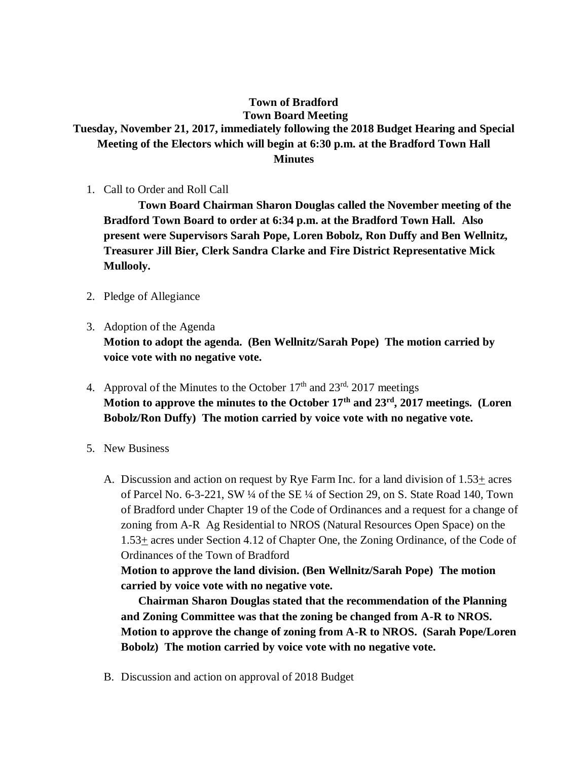# Town of Bradford
## Town Board Meeting
### Tuesday, November 21, 2017, immediately following the 2018 Budget Hearing and Special Meeting of the Electors which will begin at 6:30 p.m. at the Bradford Town Hall
### Minutes

1. Call to Order and Roll Call

   **Town Board Chairman Sharon Douglas called the November meeting of the Bradford Town Board to order at 6:34 p.m. at the Bradford Town Hall. Also present were Supervisors Sarah Pope, Loren Bobolz, Ron Duffy and Ben Wellnitz, Treasurer Jill Bier, Clerk Sandra Clarke and Fire District Representative Mick Mullooly.**

2. Pledge of Allegiance

3. Adoption of the Agenda
   **Motion to adopt the agenda. (Ben Wellnitz/Sarah Pope) The motion carried by voice vote with no negative vote.**

4. Approval of the Minutes to the October 17th and 23rd, 2017 meetings
   **Motion to approve the minutes to the October 17th and 23rd, 2017 meetings. (Loren Bobolz/Ron Duffy) The motion carried by voice vote with no negative vote.**

5. New Business

   A. Discussion and action on request by Rye Farm Inc. for a land division of 1.53± acres of Parcel No. 6-3-221, SW ¼ of the SE ¼ of Section 29, on S. State Road 140, Town of Bradford under Chapter 19 of the Code of Ordinances and a request for a change of zoning from A-R Ag Residential to NROS (Natural Resources Open Space) on the 1.53± acres under Section 4.12 of Chapter One, the Zoning Ordinance, of the Code of Ordinances of the Town of Bradford
   **Motion to approve the land division. (Ben Wellnitz/Sarah Pope) The motion carried by voice vote with no negative vote.**

   **Chairman Sharon Douglas stated that the recommendation of the Planning and Zoning Committee was that the zoning be changed from A-R to NROS. Motion to approve the change of zoning from A-R to NROS. (Sarah Pope/Loren Bobolz) The motion carried by voice vote with no negative vote.**

   B. Discussion and action on approval of 2018 Budget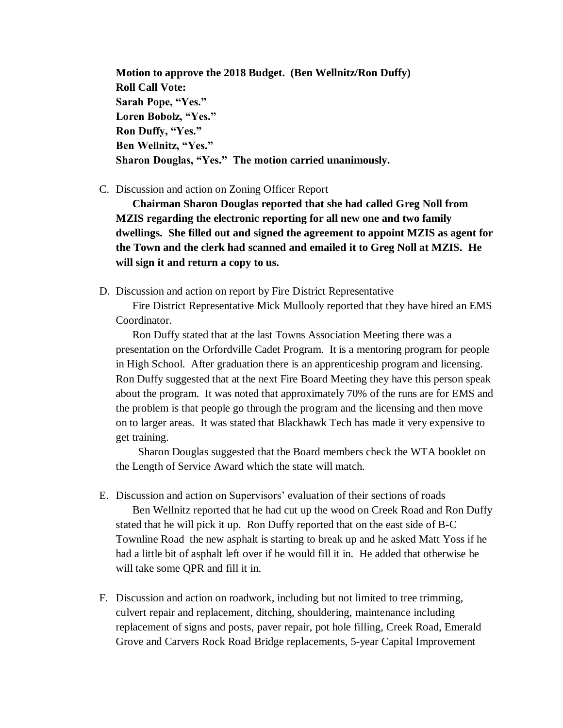**Motion to approve the 2018 Budget. (Ben Wellnitz/Ron Duffy)**
**Roll Call Vote:**
**Sarah Pope, "Yes."**
**Loren Bobolz, "Yes."**
**Ron Duffy, "Yes."**
**Ben Wellnitz, "Yes."**
**Sharon Douglas, "Yes." The motion carried unanimously.**

C. Discussion and action on Zoning Officer Report

**Chairman Sharon Douglas reported that she had called Greg Noll from MZIS regarding the electronic reporting for all new one and two family dwellings. She filled out and signed the agreement to appoint MZIS as agent for the Town and the clerk had scanned and emailed it to Greg Noll at MZIS. He will sign it and return a copy to us.**

D. Discussion and action on report by Fire District Representative

Fire District Representative Mick Mullooly reported that they have hired an EMS Coordinator.

Ron Duffy stated that at the last Towns Association Meeting there was a presentation on the Orfordville Cadet Program. It is a mentoring program for people in High School. After graduation there is an apprenticeship program and licensing. Ron Duffy suggested that at the next Fire Board Meeting they have this person speak about the program. It was noted that approximately 70% of the runs are for EMS and the problem is that people go through the program and the licensing and then move on to larger areas. It was stated that Blackhawk Tech has made it very expensive to get training.

Sharon Douglas suggested that the Board members check the WTA booklet on the Length of Service Award which the state will match.

E. Discussion and action on Supervisors' evaluation of their sections of roads

Ben Wellnitz reported that he had cut up the wood on Creek Road and Ron Duffy stated that he will pick it up. Ron Duffy reported that on the east side of B-C Townline Road the new asphalt is starting to break up and he asked Matt Yoss if he had a little bit of asphalt left over if he would fill it in. He added that otherwise he will take some QPR and fill it in.

F. Discussion and action on roadwork, including but not limited to tree trimming, culvert repair and replacement, ditching, shouldering, maintenance including replacement of signs and posts, paver repair, pot hole filling, Creek Road, Emerald Grove and Carvers Rock Road Bridge replacements, 5-year Capital Improvement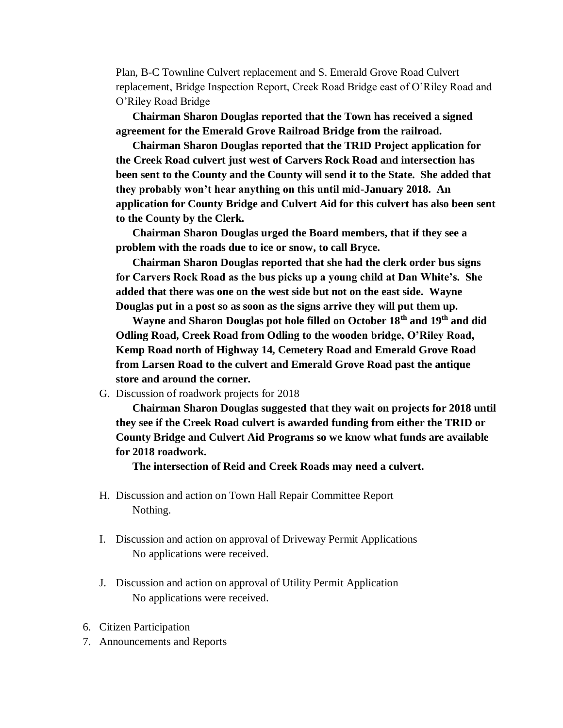Plan, B-C Townline Culvert replacement and S. Emerald Grove Road Culvert replacement, Bridge Inspection Report, Creek Road Bridge east of O'Riley Road and O'Riley Road Bridge

**Chairman Sharon Douglas reported that the Town has received a signed agreement for the Emerald Grove Railroad Bridge from the railroad.**

**Chairman Sharon Douglas reported that the TRID Project application for the Creek Road culvert just west of Carvers Rock Road and intersection has been sent to the County and the County will send it to the State. She added that they probably won't hear anything on this until mid-January 2018. An application for County Bridge and Culvert Aid for this culvert has also been sent to the County by the Clerk.**

**Chairman Sharon Douglas urged the Board members, that if they see a problem with the roads due to ice or snow, to call Bryce.**

**Chairman Sharon Douglas reported that she had the clerk order bus signs for Carvers Rock Road as the bus picks up a young child at Dan White's. She added that there was one on the west side but not on the east side. Wayne Douglas put in a post so as soon as the signs arrive they will put them up.**

**Wayne and Sharon Douglas pot hole filled on October 18th and 19th and did Odling Road, Creek Road from Odling to the wooden bridge, O'Riley Road, Kemp Road north of Highway 14, Cemetery Road and Emerald Grove Road from Larsen Road to the culvert and Emerald Grove Road past the antique store and around the corner.**

G. Discussion of roadwork projects for 2018

**Chairman Sharon Douglas suggested that they wait on projects for 2018 until they see if the Creek Road culvert is awarded funding from either the TRID or County Bridge and Culvert Aid Programs so we know what funds are available for 2018 roadwork.**

**The intersection of Reid and Creek Roads may need a culvert.**

H. Discussion and action on Town Hall Repair Committee Report
   Nothing.

I. Discussion and action on approval of Driveway Permit Applications
   No applications were received.

J. Discussion and action on approval of Utility Permit Application
   No applications were received.

6. Citizen Participation
7. Announcements and Reports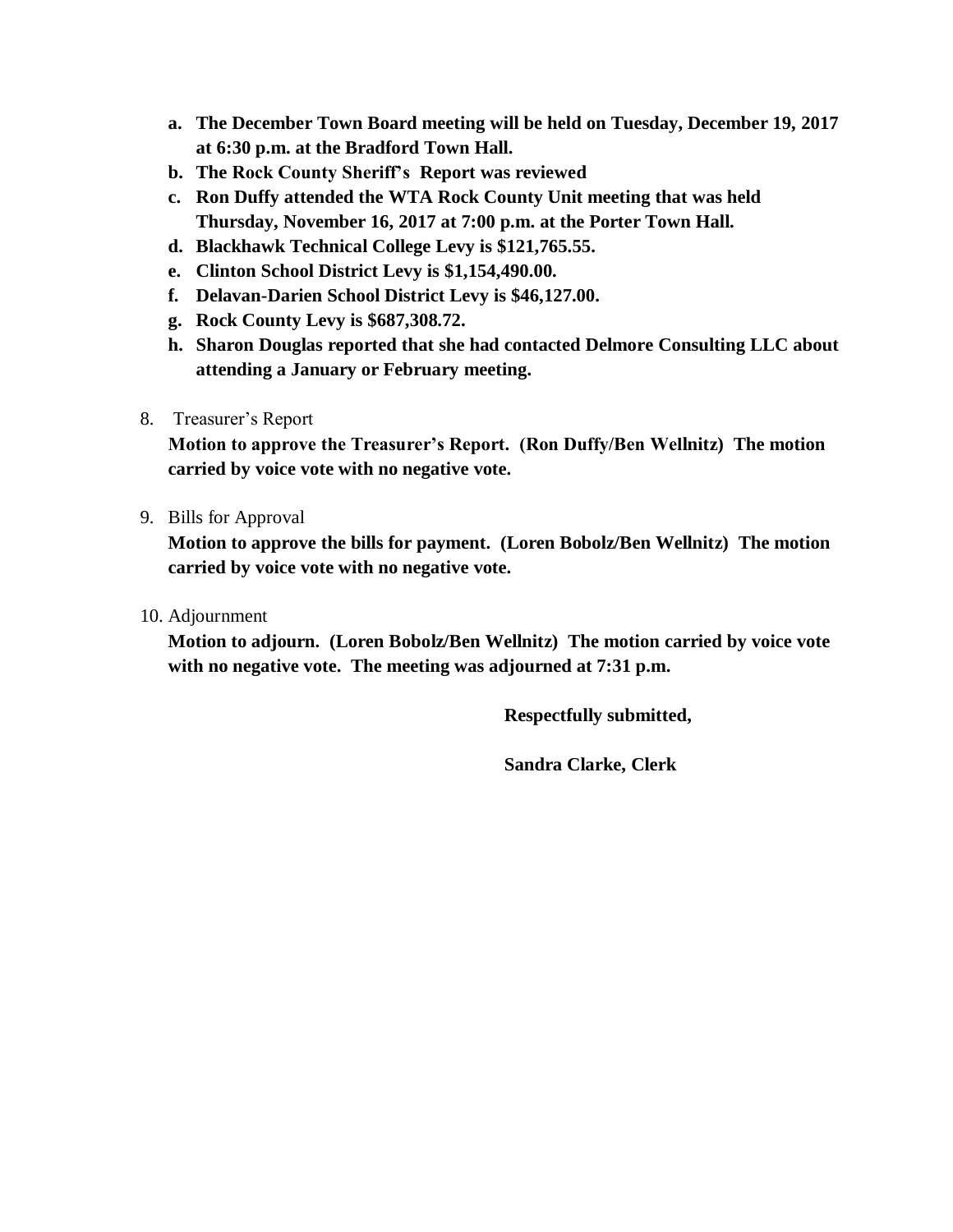a. **The December Town Board meeting will be held on Tuesday, December 19, 2017 at 6:30 p.m. at the Bradford Town Hall.**
b. **The Rock County Sheriff's Report was reviewed**
c. **Ron Duffy attended the WTA Rock County Unit meeting that was held Thursday, November 16, 2017 at 7:00 p.m. at the Porter Town Hall.**
d. **Blackhawk Technical College Levy is $121,765.55.**
e. **Clinton School District Levy is $1,154,490.00.**
f. **Delavan-Darien School District Levy is $46,127.00.**
g. **Rock County Levy is $687,308.72.**
h. **Sharon Douglas reported that she had contacted Delmore Consulting LLC about attending a January or February meeting.**

8. Treasurer's Report

   **Motion to approve the Treasurer's Report. (Ron Duffy/Ben Wellnitz) The motion carried by voice vote with no negative vote.**

9. Bills for Approval

   **Motion to approve the bills for payment. (Loren Bobolz/Ben Wellnitz) The motion carried by voice vote with no negative vote.**

10. Adjournment

    **Motion to adjourn. (Loren Bobolz/Ben Wellnitz) The motion carried by voice vote with no negative vote. The meeting was adjourned at 7:31 p.m.**

**Respectfully submitted,**

**Sandra Clarke, Clerk**